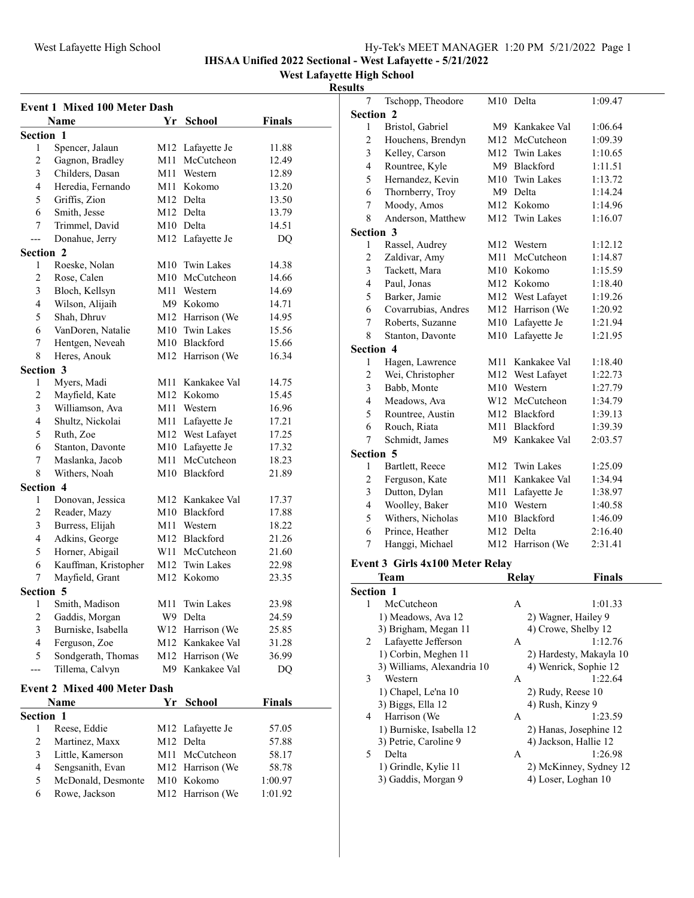**IHSAA Unified 2022 Sectional - West Lafayette - 5/21/2022**

**West Lafayette High School**

**Results**

### Event 1 Mixed 100 Meter Dash

| | Name | Yr | School | Finals |
|---|---|---|---|---|
| **Section 1** | | | | |
| 1 | Spencer, Jalaun | M12 | Lafayette Je | 11.88 |
| 2 | Gagnon, Bradley | M11 | McCutcheon | 12.49 |
| 3 | Childers, Dasan | M11 | Western | 12.89 |
| 4 | Heredia, Fernando | M11 | Kokomo | 13.20 |
| 5 | Griffis, Zion | M12 | Delta | 13.50 |
| 6 | Smith, Jesse | M12 | Delta | 13.79 |
| 7 | Trimmel, David | M10 | Delta | 14.51 |
| --- | Donahue, Jerry | M12 | Lafayette Je | DQ |
| **Section 2** | | | | |
| 1 | Roeske, Nolan | M10 | Twin Lakes | 14.38 |
| 2 | Rose, Calen | M10 | McCutcheon | 14.66 |
| 3 | Bloch, Kellsyn | M11 | Western | 14.69 |
| 4 | Wilson, Alijaih | M9 | Kokomo | 14.71 |
| 5 | Shah, Dhruv | M12 | Harrison (We | 14.95 |
| 6 | VanDoren, Natalie | M10 | Twin Lakes | 15.56 |
| 7 | Hentgen, Neveah | M10 | Blackford | 15.66 |
| 8 | Heres, Anouk | M12 | Harrison (We | 16.34 |
| **Section 3** | | | | |
| 1 | Myers, Madi | M11 | Kankakee Val | 14.75 |
| 2 | Mayfield, Kate | M12 | Kokomo | 15.45 |
| 3 | Williamson, Ava | M11 | Western | 16.96 |
| 4 | Shultz, Nickolai | M11 | Lafayette Je | 17.21 |
| 5 | Ruth, Zoe | M12 | West Lafayet | 17.25 |
| 6 | Stanton, Davonte | M10 | Lafayette Je | 17.32 |
| 7 | Maslanka, Jacob | M11 | McCutcheon | 18.23 |
| 8 | Withers, Noah | M10 | Blackford | 21.89 |
| **Section 4** | | | | |
| 1 | Donovan, Jessica | M12 | Kankakee Val | 17.37 |
| 2 | Reader, Mazy | M10 | Blackford | 17.88 |
| 3 | Burress, Elijah | M11 | Western | 18.22 |
| 4 | Adkins, George | M12 | Blackford | 21.26 |
| 5 | Horner, Abigail | W11 | McCutcheon | 21.60 |
| 6 | Kauffman, Kristopher | M12 | Twin Lakes | 22.98 |
| 7 | Mayfield, Grant | M12 | Kokomo | 23.35 |
| **Section 5** | | | | |
| 1 | Smith, Madison | M11 | Twin Lakes | 23.98 |
| 2 | Gaddis, Morgan | W9 | Delta | 24.59 |
| 3 | Burniske, Isabella | W12 | Harrison (We | 25.85 |
| 4 | Ferguson, Zoe | M12 | Kankakee Val | 31.28 |
| 5 | Sondgerath, Thomas | M12 | Harrison (We | 36.99 |
| --- | Tillema, Calvyn | M9 | Kankakee Val | DQ |

### Event 2 Mixed 400 Meter Dash

| | Name | Yr | School | Finals |
|---|---|---|---|---|
| **Section 1** | | | | |
| 1 | Reese, Eddie | M12 | Lafayette Je | 57.05 |
| 2 | Martinez, Maxx | M12 | Delta | 57.88 |
| 3 | Little, Kamerson | M11 | McCutcheon | 58.17 |
| 4 | Sengsanith, Evan | M12 | Harrison (We | 58.78 |
| 5 | McDonald, Desmonte | M10 | Kokomo | 1:00.97 |
| 6 | Rowe, Jackson | M12 | Harrison (We | 1:01.92 |
| 7 | Tschopp, Theodore | M10 | Delta | 1:09.47 |
| **Section 2** | | | | |
| 1 | Bristol, Gabriel | M9 | Kankakee Val | 1:06.64 |
| 2 | Houchens, Brendyn | M12 | McCutcheon | 1:09.39 |
| 3 | Kelley, Carson | M12 | Twin Lakes | 1:10.65 |
| 4 | Rountree, Kyle | M9 | Blackford | 1:11.51 |
| 5 | Hernandez, Kevin | M10 | Twin Lakes | 1:13.72 |
| 6 | Thornberry, Troy | M9 | Delta | 1:14.24 |
| 7 | Moody, Amos | M12 | Kokomo | 1:14.96 |
| 8 | Anderson, Matthew | M12 | Twin Lakes | 1:16.07 |
| **Section 3** | | | | |
| 1 | Rassel, Audrey | M12 | Western | 1:12.12 |
| 2 | Zaldivar, Amy | M11 | McCutcheon | 1:14.87 |
| 3 | Tackett, Mara | M10 | Kokomo | 1:15.59 |
| 4 | Paul, Jonas | M12 | Kokomo | 1:18.40 |
| 5 | Barker, Jamie | M12 | West Lafayet | 1:19.26 |
| 6 | Covarrubias, Andres | M12 | Harrison (We | 1:20.92 |
| 7 | Roberts, Suzanne | M10 | Lafayette Je | 1:21.94 |
| 8 | Stanton, Davonte | M10 | Lafayette Je | 1:21.95 |
| **Section 4** | | | | |
| 1 | Hagen, Lawrence | M11 | Kankakee Val | 1:18.40 |
| 2 | Wei, Christopher | M12 | West Lafayet | 1:22.73 |
| 3 | Babb, Monte | M10 | Western | 1:27.79 |
| 4 | Meadows, Ava | W12 | McCutcheon | 1:34.79 |
| 5 | Rountree, Austin | M12 | Blackford | 1:39.13 |
| 6 | Rouch, Riata | M11 | Blackford | 1:39.39 |
| 7 | Schmidt, James | M9 | Kankakee Val | 2:03.57 |
| **Section 5** | | | | |
| 1 | Bartlett, Reece | M12 | Twin Lakes | 1:25.09 |
| 2 | Ferguson, Kate | M11 | Kankakee Val | 1:34.94 |
| 3 | Dutton, Dylan | M11 | Lafayette Je | 1:38.97 |
| 4 | Woolley, Baker | M10 | Western | 1:40.58 |
| 5 | Withers, Nicholas | M10 | Blackford | 1:46.09 |
| 6 | Prince, Heather | M12 | Delta | 2:16.40 |
| 7 | Hanggi, Michael | M12 | Harrison (We | 2:31.41 |

### Event 3 Girls 4x100 Meter Relay

| | Team | Relay | Finals |
|---|---|---|---|
| **Section 1** | | | |
| 1 | McCutcheon | A | 1:01.33 |
| | 1) Meadows, Ava 12; 2) Wagner, Hailey 9; 3) Brigham, Megan 11; 4) Crowe, Shelby 12 | | |
| 2 | Lafayette Jefferson | A | 1:12.76 |
| | 1) Corbin, Meghen 11; 2) Hardesty, Makayla 10; 3) Williams, Alexandria 10; 4) Wenrick, Sophie 12 | | |
| 3 | Western | A | 1:22.64 |
| | 1) Chapel, Le'na 10; 2) Rudy, Reese 10; 3) Biggs, Ella 12; 4) Rush, Kinzy 9 | | |
| 4 | Harrison (We | A | 1:23.59 |
| | 1) Burniske, Isabella 12; 2) Hanas, Josephine 12; 3) Petrie, Caroline 9; 4) Jackson, Hallie 12 | | |
| 5 | Delta | A | 1:26.98 |
| | 1) Grindle, Kylie 11; 2) McKinney, Sydney 12; 3) Gaddis, Morgan 9; 4) Loser, Loghan 10 | | |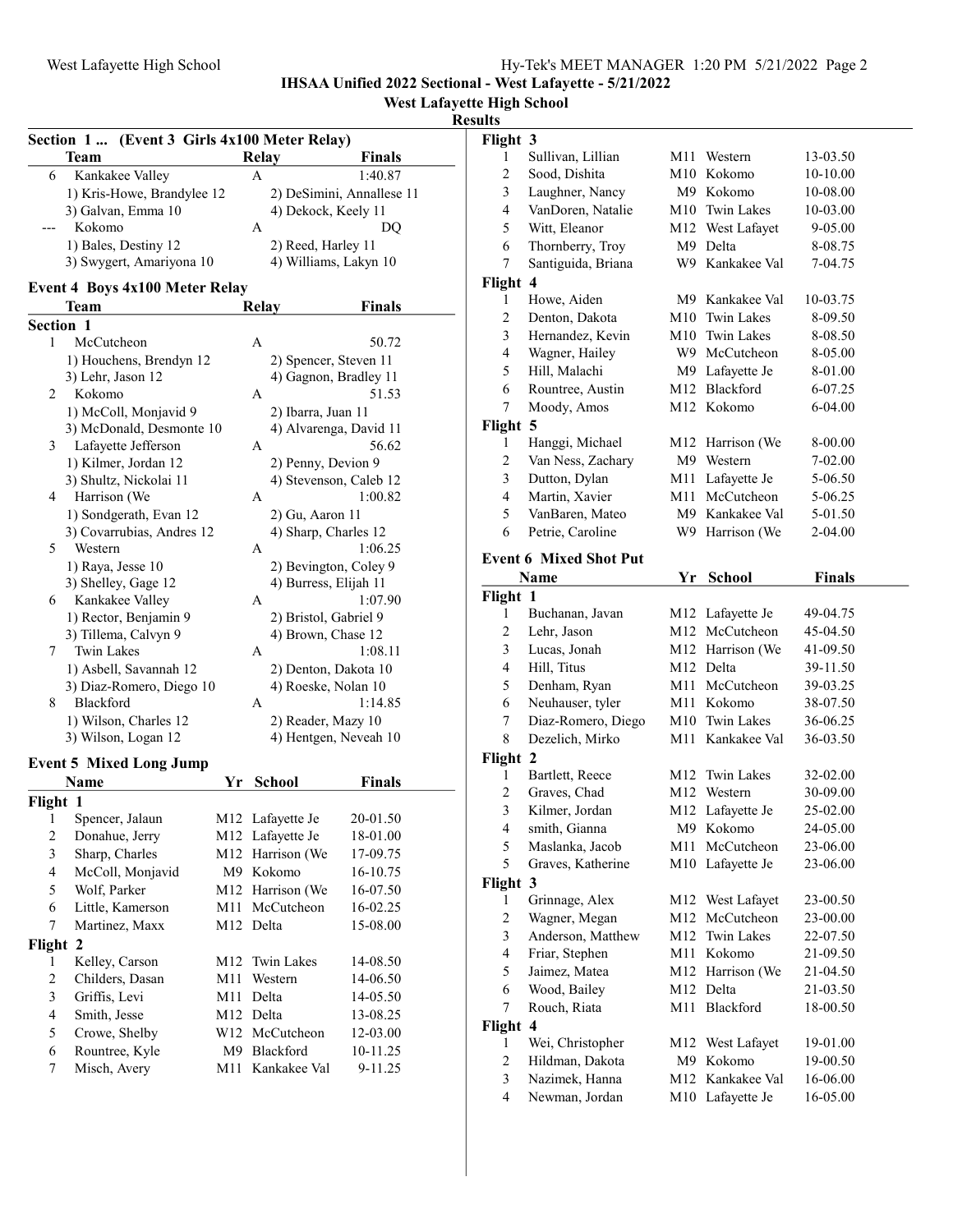# IHSAA Unified 2022 Sectional - West Lafayette - 5/21/2022

## West Lafayette High School

### Results

**Section 1 ... (Event 3 Girls 4x100 Meter Relay)**

| | Team | Relay | Finals |
|---|---|---|---|
| 6 | Kankakee Valley | A | 1:40.87 |
| | 1) Kris-Howe, Brandylee 12 | 2) DeSimini, Annallese 11 | |
| | 3) Galvan, Emma 10 | 4) Dekock, Keely 11 | |
| --- | Kokomo | A | DQ |
| | 1) Bales, Destiny 12 | 2) Reed, Harley 11 | |
| | 3) Swygert, Amariyona 10 | 4) Williams, Lakyn 10 | |

**Event 4 Boys 4x100 Meter Relay**

| | Team | Relay | Finals |
|---|---|---|---|
| **Section 1** | | | |
| 1 | McCutcheon | A | 50.72 |
| | 1) Houchens, Brendyn 12 | 2) Spencer, Steven 11 | |
| | 3) Lehr, Jason 12 | 4) Gagnon, Bradley 11 | |
| 2 | Kokomo | A | 51.53 |
| | 1) McColl, Monjavid 9 | 2) Ibarra, Juan 11 | |
| | 3) McDonald, Desmonte 10 | 4) Alvarenga, David 11 | |
| 3 | Lafayette Jefferson | A | 56.62 |
| | 1) Kilmer, Jordan 12 | 2) Penny, Devion 9 | |
| | 3) Shultz, Nickolai 11 | 4) Stevenson, Caleb 12 | |
| 4 | Harrison (We | A | 1:00.82 |
| | 1) Sondgerath, Evan 12 | 2) Gu, Aaron 11 | |
| | 3) Covarrubias, Andres 12 | 4) Sharp, Charles 12 | |
| 5 | Western | A | 1:06.25 |
| | 1) Raya, Jesse 10 | 2) Bevington, Coley 9 | |
| | 3) Shelley, Gage 12 | 4) Burress, Elijah 11 | |
| 6 | Kankakee Valley | A | 1:07.90 |
| | 1) Rector, Benjamin 9 | 2) Bristol, Gabriel 9 | |
| | 3) Tillema, Calvyn 9 | 4) Brown, Chase 12 | |
| 7 | Twin Lakes | A | 1:08.11 |
| | 1) Asbell, Savannah 12 | 2) Denton, Dakota 10 | |
| | 3) Diaz-Romero, Diego 10 | 4) Roeske, Nolan 10 | |
| 8 | Blackford | A | 1:14.85 |
| | 1) Wilson, Charles 12 | 2) Reader, Mazy 10 | |
| | 3) Wilson, Logan 12 | 4) Hentgen, Neveah 10 | |

**Event 5 Mixed Long Jump**

| | Name | Yr | School | Finals |
|---|---|---|---|---|
| **Flight 1** | | | | |
| 1 | Spencer, Jalaun | M12 | Lafayette Je | 20-01.50 |
| 2 | Donahue, Jerry | M12 | Lafayette Je | 18-01.00 |
| 3 | Sharp, Charles | M12 | Harrison (We | 17-09.75 |
| 4 | McColl, Monjavid | M9 | Kokomo | 16-10.75 |
| 5 | Wolf, Parker | M12 | Harrison (We | 16-07.50 |
| 6 | Little, Kamerson | M11 | McCutcheon | 16-02.25 |
| 7 | Martinez, Maxx | M12 | Delta | 15-08.00 |
| **Flight 2** | | | | |
| 1 | Kelley, Carson | M12 | Twin Lakes | 14-08.50 |
| 2 | Childers, Dasan | M11 | Western | 14-06.50 |
| 3 | Griffis, Levi | M11 | Delta | 14-05.50 |
| 4 | Smith, Jesse | M12 | Delta | 13-08.25 |
| 5 | Crowe, Shelby | W12 | McCutcheon | 12-03.00 |
| 6 | Rountree, Kyle | M9 | Blackford | 10-11.25 |
| 7 | Misch, Avery | M11 | Kankakee Val | 9-11.25 |
| **Flight 3** | | | | |
| 1 | Sullivan, Lillian | M11 | Western | 13-03.50 |
| 2 | Sood, Dishita | M10 | Kokomo | 10-10.00 |
| 3 | Laughner, Nancy | M9 | Kokomo | 10-08.00 |
| 4 | VanDoren, Natalie | M10 | Twin Lakes | 10-03.00 |
| 5 | Witt, Eleanor | M12 | West Lafayet | 9-05.00 |
| 6 | Thornberry, Troy | M9 | Delta | 8-08.75 |
| 7 | Santiguida, Briana | W9 | Kankakee Val | 7-04.75 |
| **Flight 4** | | | | |
| 1 | Howe, Aiden | M9 | Kankakee Val | 10-03.75 |
| 2 | Denton, Dakota | M10 | Twin Lakes | 8-09.50 |
| 3 | Hernandez, Kevin | M10 | Twin Lakes | 8-08.50 |
| 4 | Wagner, Hailey | W9 | McCutcheon | 8-05.00 |
| 5 | Hill, Malachi | M9 | Lafayette Je | 8-01.00 |
| 6 | Rountree, Austin | M12 | Blackford | 6-07.25 |
| 7 | Moody, Amos | M12 | Kokomo | 6-04.00 |
| **Flight 5** | | | | |
| 1 | Hanggi, Michael | M12 | Harrison (We | 8-00.00 |
| 2 | Van Ness, Zachary | M9 | Western | 7-02.00 |
| 3 | Dutton, Dylan | M11 | Lafayette Je | 5-06.50 |
| 4 | Martin, Xavier | M11 | McCutcheon | 5-06.25 |
| 5 | VanBaren, Mateo | M9 | Kankakee Val | 5-01.50 |
| 6 | Petrie, Caroline | W9 | Harrison (We | 2-04.00 |

**Event 6 Mixed Shot Put**

| | Name | Yr | School | Finals |
|---|---|---|---|---|
| **Flight 1** | | | | |
| 1 | Buchanan, Javan | M12 | Lafayette Je | 49-04.75 |
| 2 | Lehr, Jason | M12 | McCutcheon | 45-04.50 |
| 3 | Lucas, Jonah | M12 | Harrison (We | 41-09.50 |
| 4 | Hill, Titus | M12 | Delta | 39-11.50 |
| 5 | Denham, Ryan | M11 | McCutcheon | 39-03.25 |
| 6 | Neuhauser, tyler | M11 | Kokomo | 38-07.50 |
| 7 | Diaz-Romero, Diego | M10 | Twin Lakes | 36-06.25 |
| 8 | Dezelich, Mirko | M11 | Kankakee Val | 36-03.50 |
| **Flight 2** | | | | |
| 1 | Bartlett, Reece | M12 | Twin Lakes | 32-02.00 |
| 2 | Graves, Chad | M12 | Western | 30-09.00 |
| 3 | Kilmer, Jordan | M12 | Lafayette Je | 25-02.00 |
| 4 | smith, Gianna | M9 | Kokomo | 24-05.00 |
| 5 | Maslanka, Jacob | M11 | McCutcheon | 23-06.00 |
| 5 | Graves, Katherine | M10 | Lafayette Je | 23-06.00 |
| **Flight 3** | | | | |
| 1 | Grinnage, Alex | M12 | West Lafayet | 23-00.50 |
| 2 | Wagner, Megan | M12 | McCutcheon | 23-00.00 |
| 3 | Anderson, Matthew | M12 | Twin Lakes | 22-07.50 |
| 4 | Friar, Stephen | M11 | Kokomo | 21-09.50 |
| 5 | Jaimez, Matea | M12 | Harrison (We | 21-04.50 |
| 6 | Wood, Bailey | M12 | Delta | 21-03.50 |
| 7 | Rouch, Riata | M11 | Blackford | 18-00.50 |
| **Flight 4** | | | | |
| 1 | Wei, Christopher | M12 | West Lafayet | 19-01.00 |
| 2 | Hildman, Dakota | M9 | Kokomo | 19-00.50 |
| 3 | Nazimek, Hanna | M12 | Kankakee Val | 16-06.00 |
| 4 | Newman, Jordan | M10 | Lafayette Je | 16-05.00 |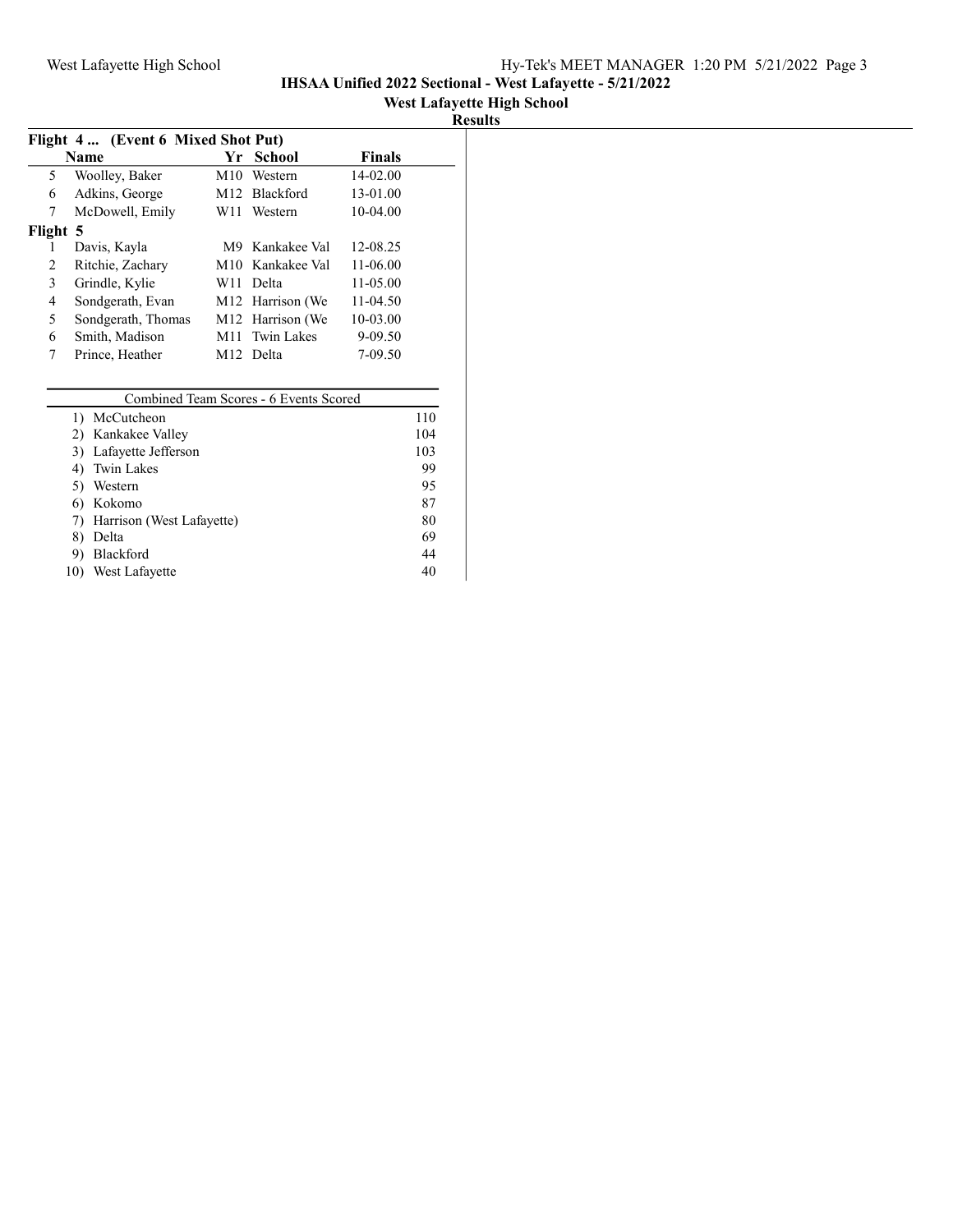## IHSAA Unified 2022 Sectional - West Lafayette - 5/21/2022

### West Lafayette High School

### Results

**Flight 4 ... (Event 6 Mixed Shot Put)**

| | Name | Yr | School | Finals |
|---|---|---|---|---|
| 5 | Woolley, Baker | M10 | Western | 14-02.00 |
| 6 | Adkins, George | M12 | Blackford | 13-01.00 |
| 7 | McDowell, Emily | W11 | Western | 10-04.00 |
| **Flight 5** | | | | |
| 1 | Davis, Kayla | M9 | Kankakee Val | 12-08.25 |
| 2 | Ritchie, Zachary | M10 | Kankakee Val | 11-06.00 |
| 3 | Grindle, Kylie | W11 | Delta | 11-05.00 |
| 4 | Sondgerath, Evan | M12 | Harrison (We | 11-04.50 |
| 5 | Sondgerath, Thomas | M12 | Harrison (We | 10-03.00 |
| 6 | Smith, Madison | M11 | Twin Lakes | 9-09.50 |
| 7 | Prince, Heather | M12 | Delta | 7-09.50 |

**Combined Team Scores - 6 Events Scored**

| | Team | Score |
|---|---|---|
| 1) | McCutcheon | 110 |
| 2) | Kankakee Valley | 104 |
| 3) | Lafayette Jefferson | 103 |
| 4) | Twin Lakes | 99 |
| 5) | Western | 95 |
| 6) | Kokomo | 87 |
| 7) | Harrison (West Lafayette) | 80 |
| 8) | Delta | 69 |
| 9) | Blackford | 44 |
| 10) | West Lafayette | 40 |